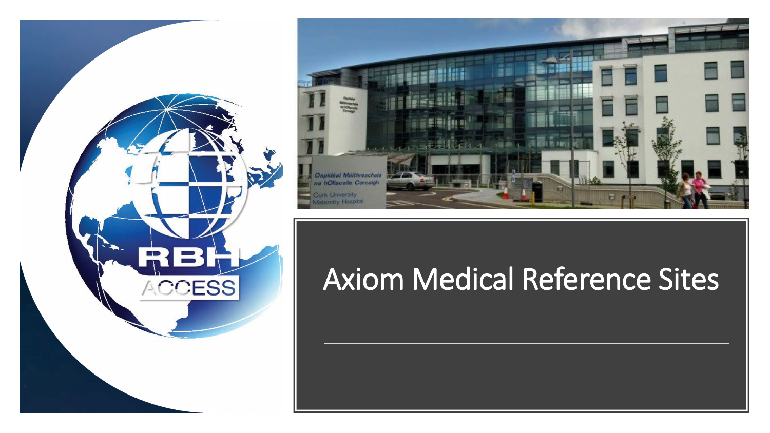# Axiom Medical Reference Sites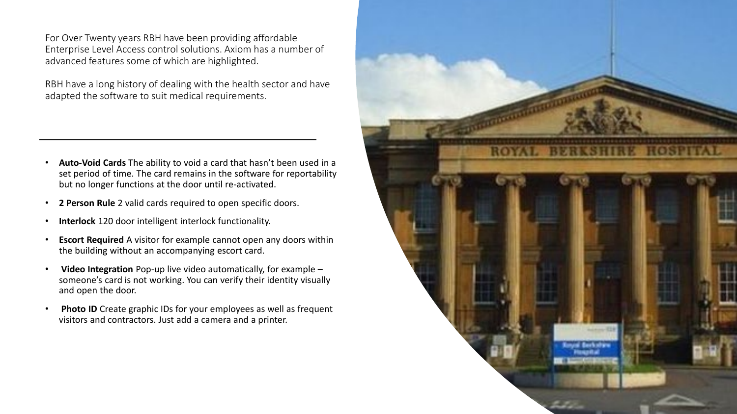For Over Twenty years RBH have been providing affordable Enterprise Level Access control solutions. Axiom has a number of advanced features some of which are highlighted.

RBH have a long history of dealing with the health sector and have adapted the software to suit medical requirements.

---

- **Auto-Void Cards** The ability to void a card that hasn't been used in a set period of time. The card remains in the software for reportability but no longer functions at the door until re-activated.
- **2 Person Rule** 2 valid cards required to open specific doors.
- **Interlock** 120 door intelligent interlock functionality.
- **Escort Required** A visitor for example cannot open any doors within the building without an accompanying escort card.
- **Video Integration** Pop-up live video automatically, for example – someone's card is not working. You can verify their identity visually and open the door.
- **Photo ID** Create graphic IDs for your employees as well as frequent visitors and contractors. Just add a camera and a printer.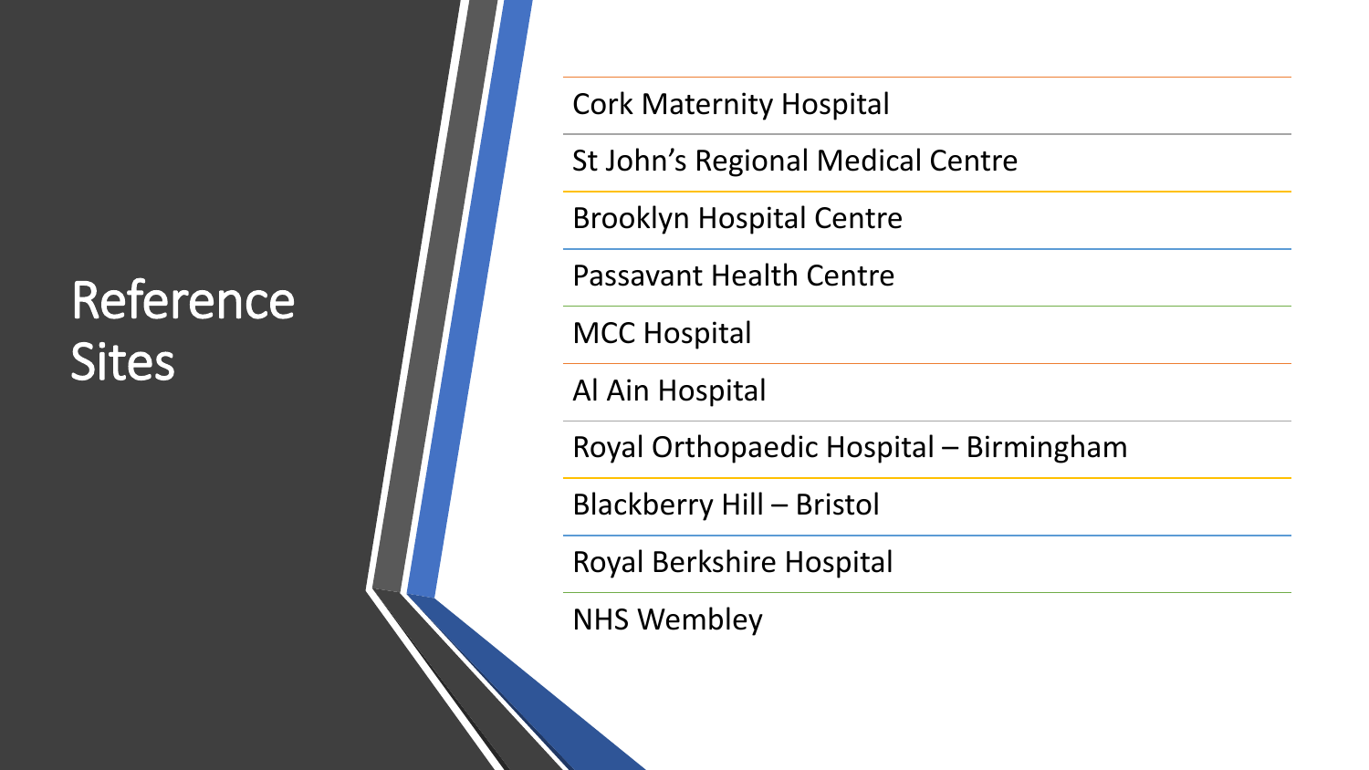# Reference Sites

- Cork Maternity Hospital
- St John's Regional Medical Centre
- Brooklyn Hospital Centre
- Passavant Health Centre
- MCC Hospital
- Al Ain Hospital
- Royal Orthopaedic Hospital – Birmingham
- Blackberry Hill – Bristol
- Royal Berkshire Hospital
- NHS Wembley